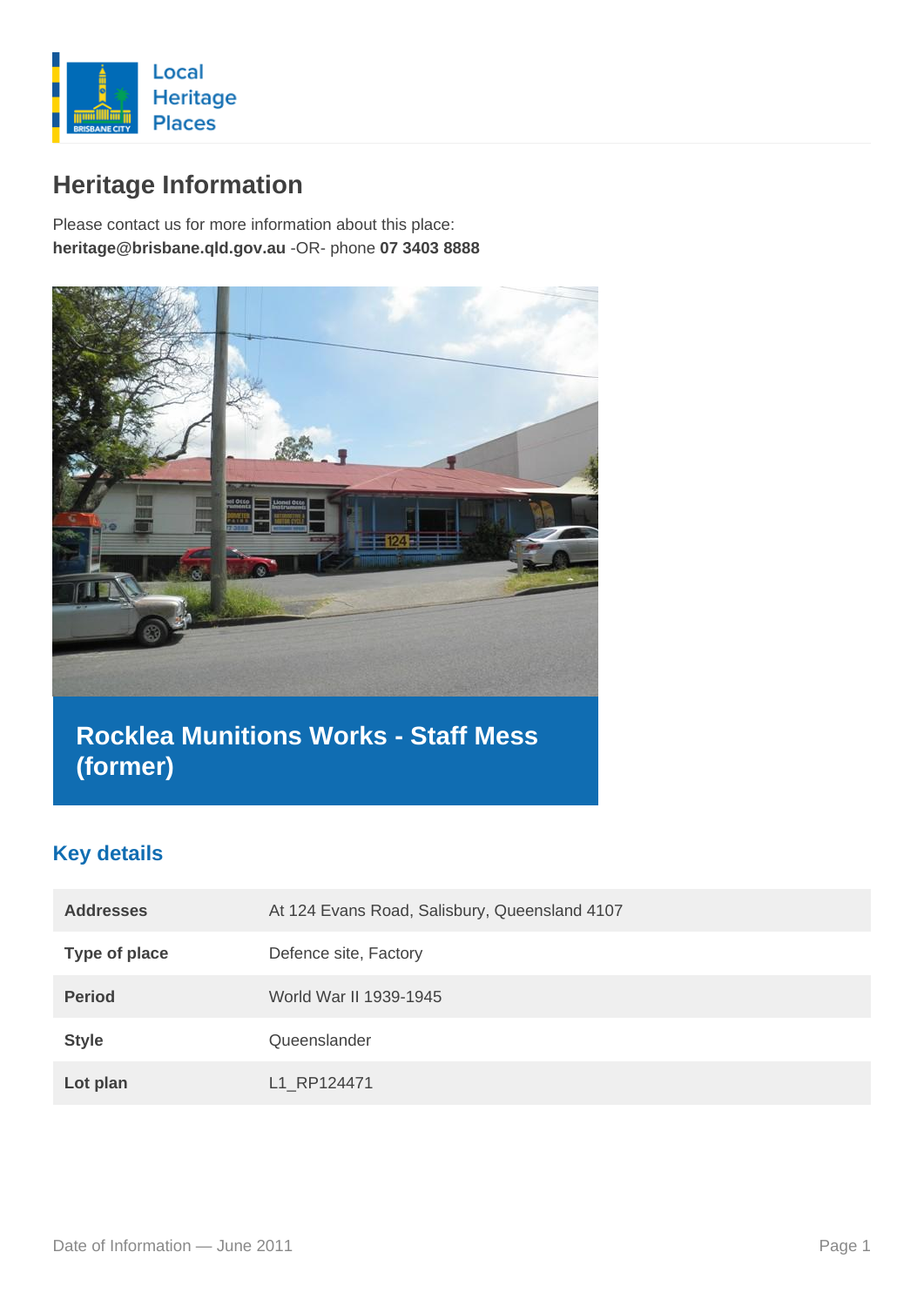Local Heritage Places

# Heritage Information

Please contact us for more information about this place:
**heritage@brisbane.qld.gov.au** -OR- phone **07 3403 8888**

## Rocklea Munitions Works - Staff Mess (former)

### Key details

| | |
|---|---|
| **Addresses** | At 124 Evans Road, Salisbury, Queensland 4107 |
| **Type of place** | Defence site, Factory |
| **Period** | World War II 1939-1945 |
| **Style** | Queenslander |
| **Lot plan** | L1_RP124471 |

Date of Information — June 2011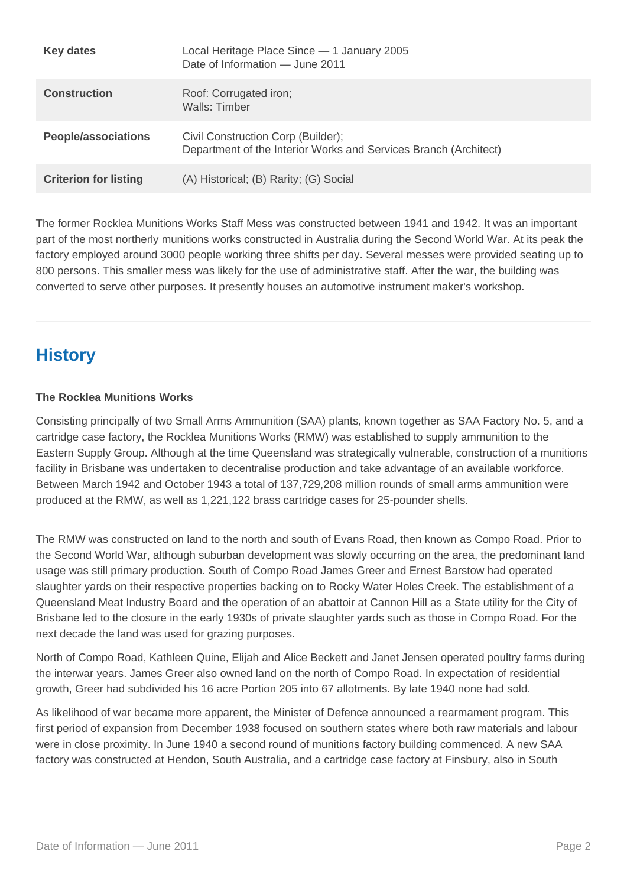| Key dates | Local Heritage Place Since — 1 January 2005<br>Date of Information — June 2011 |
| --- | --- |
| Construction | Roof: Corrugated iron;<br>Walls: Timber |
| People/associations | Civil Construction Corp (Builder);<br>Department of the Interior Works and Services Branch (Architect) |
| Criterion for listing | (A) Historical; (B) Rarity; (G) Social |

The former Rocklea Munitions Works Staff Mess was constructed between 1941 and 1942. It was an important part of the most northerly munitions works constructed in Australia during the Second World War. At its peak the factory employed around 3000 people working three shifts per day. Several messes were provided seating up to 800 persons. This smaller mess was likely for the use of administrative staff. After the war, the building was converted to serve other purposes. It presently houses an automotive instrument maker's workshop.

## History

**The Rocklea Munitions Works**

Consisting principally of two Small Arms Ammunition (SAA) plants, known together as SAA Factory No. 5, and a cartridge case factory, the Rocklea Munitions Works (RMW) was established to supply ammunition to the Eastern Supply Group. Although at the time Queensland was strategically vulnerable, construction of a munitions facility in Brisbane was undertaken to decentralise production and take advantage of an available workforce. Between March 1942 and October 1943 a total of 137,729,208 million rounds of small arms ammunition were produced at the RMW, as well as 1,221,122 brass cartridge cases for 25-pounder shells.

The RMW was constructed on land to the north and south of Evans Road, then known as Compo Road. Prior to the Second World War, although suburban development was slowly occurring on the area, the predominant land usage was still primary production. South of Compo Road James Greer and Ernest Barstow had operated slaughter yards on their respective properties backing on to Rocky Water Holes Creek. The establishment of a Queensland Meat Industry Board and the operation of an abattoir at Cannon Hill as a State utility for the City of Brisbane led to the closure in the early 1930s of private slaughter yards such as those in Compo Road. For the next decade the land was used for grazing purposes.

North of Compo Road, Kathleen Quine, Elijah and Alice Beckett and Janet Jensen operated poultry farms during the interwar years. James Greer also owned land on the north of Compo Road. In expectation of residential growth, Greer had subdivided his 16 acre Portion 205 into 67 allotments. By late 1940 none had sold.

As likelihood of war became more apparent, the Minister of Defence announced a rearmament program. This first period of expansion from December 1938 focused on southern states where both raw materials and labour were in close proximity. In June 1940 a second round of munitions factory building commenced. A new SAA factory was constructed at Hendon, South Australia, and a cartridge case factory at Finsbury, also in South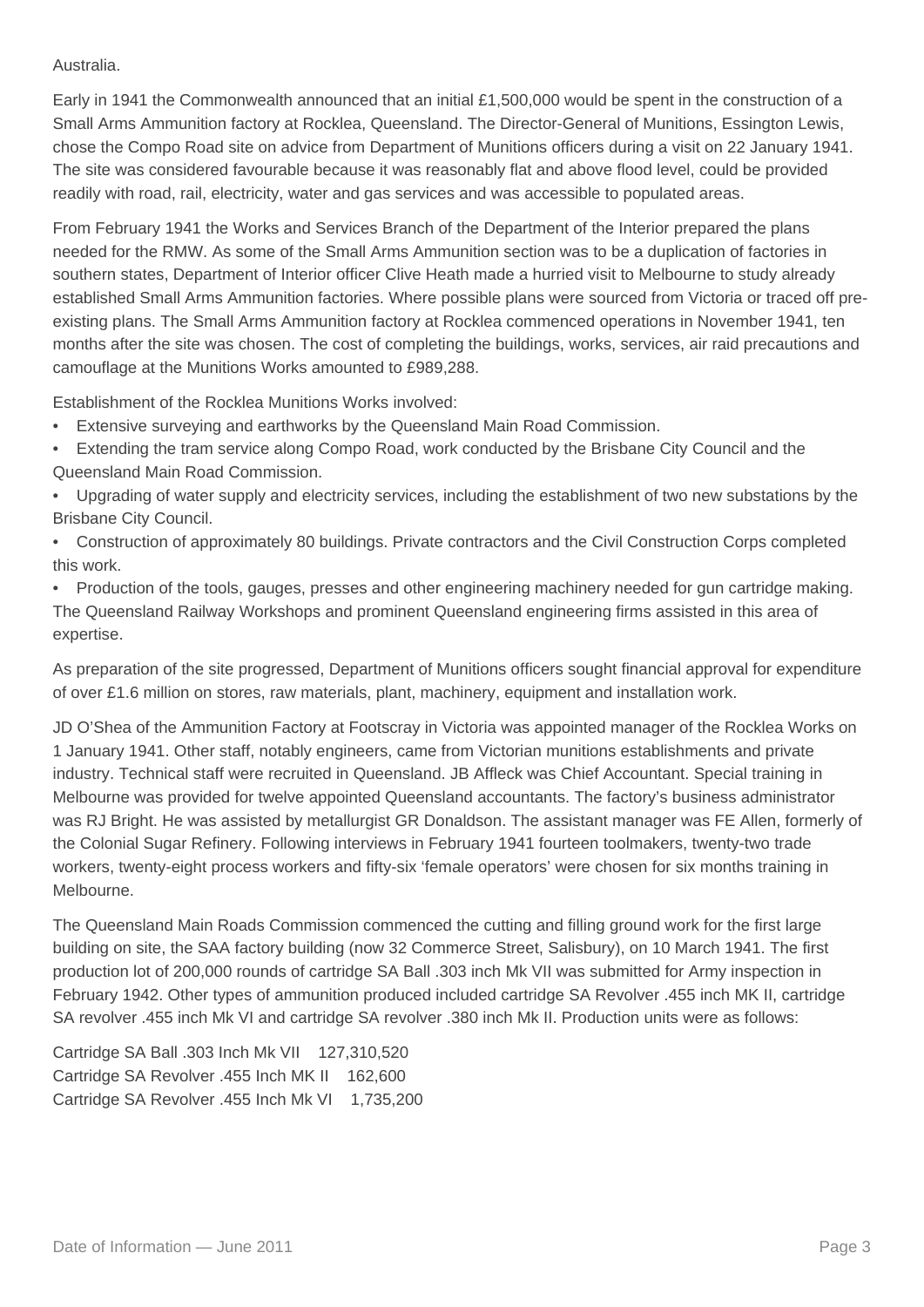Australia.

Early in 1941 the Commonwealth announced that an initial £1,500,000 would be spent in the construction of a Small Arms Ammunition factory at Rocklea, Queensland. The Director-General of Munitions, Essington Lewis, chose the Compo Road site on advice from Department of Munitions officers during a visit on 22 January 1941. The site was considered favourable because it was reasonably flat and above flood level, could be provided readily with road, rail, electricity, water and gas services and was accessible to populated areas.

From February 1941 the Works and Services Branch of the Department of the Interior prepared the plans needed for the RMW. As some of the Small Arms Ammunition section was to be a duplication of factories in southern states, Department of Interior officer Clive Heath made a hurried visit to Melbourne to study already established Small Arms Ammunition factories. Where possible plans were sourced from Victoria or traced off pre-existing plans. The Small Arms Ammunition factory at Rocklea commenced operations in November 1941, ten months after the site was chosen. The cost of completing the buildings, works, services, air raid precautions and camouflage at the Munitions Works amounted to £989,288.

Establishment of the Rocklea Munitions Works involved:

- Extensive surveying and earthworks by the Queensland Main Road Commission.
- Extending the tram service along Compo Road, work conducted by the Brisbane City Council and the Queensland Main Road Commission.
- Upgrading of water supply and electricity services, including the establishment of two new substations by the Brisbane City Council.
- Construction of approximately 80 buildings. Private contractors and the Civil Construction Corps completed this work.
- Production of the tools, gauges, presses and other engineering machinery needed for gun cartridge making. The Queensland Railway Workshops and prominent Queensland engineering firms assisted in this area of expertise.

As preparation of the site progressed, Department of Munitions officers sought financial approval for expenditure of over £1.6 million on stores, raw materials, plant, machinery, equipment and installation work.

JD O'Shea of the Ammunition Factory at Footscray in Victoria was appointed manager of the Rocklea Works on 1 January 1941. Other staff, notably engineers, came from Victorian munitions establishments and private industry. Technical staff were recruited in Queensland. JB Affleck was Chief Accountant. Special training in Melbourne was provided for twelve appointed Queensland accountants. The factory's business administrator was RJ Bright. He was assisted by metallurgist GR Donaldson. The assistant manager was FE Allen, formerly of the Colonial Sugar Refinery. Following interviews in February 1941 fourteen toolmakers, twenty-two trade workers, twenty-eight process workers and fifty-six 'female operators' were chosen for six months training in Melbourne.

The Queensland Main Roads Commission commenced the cutting and filling ground work for the first large building on site, the SAA factory building (now 32 Commerce Street, Salisbury), on 10 March 1941. The first production lot of 200,000 rounds of cartridge SA Ball .303 inch Mk VII was submitted for Army inspection in February 1942. Other types of ammunition produced included cartridge SA Revolver .455 inch MK II, cartridge SA revolver .455 inch Mk VI and cartridge SA revolver .380 inch Mk II. Production units were as follows:

Cartridge SA Ball .303 Inch Mk VII    127,310,520
Cartridge SA Revolver .455 Inch MK II    162,600
Cartridge SA Revolver .455 Inch Mk VI    1,735,200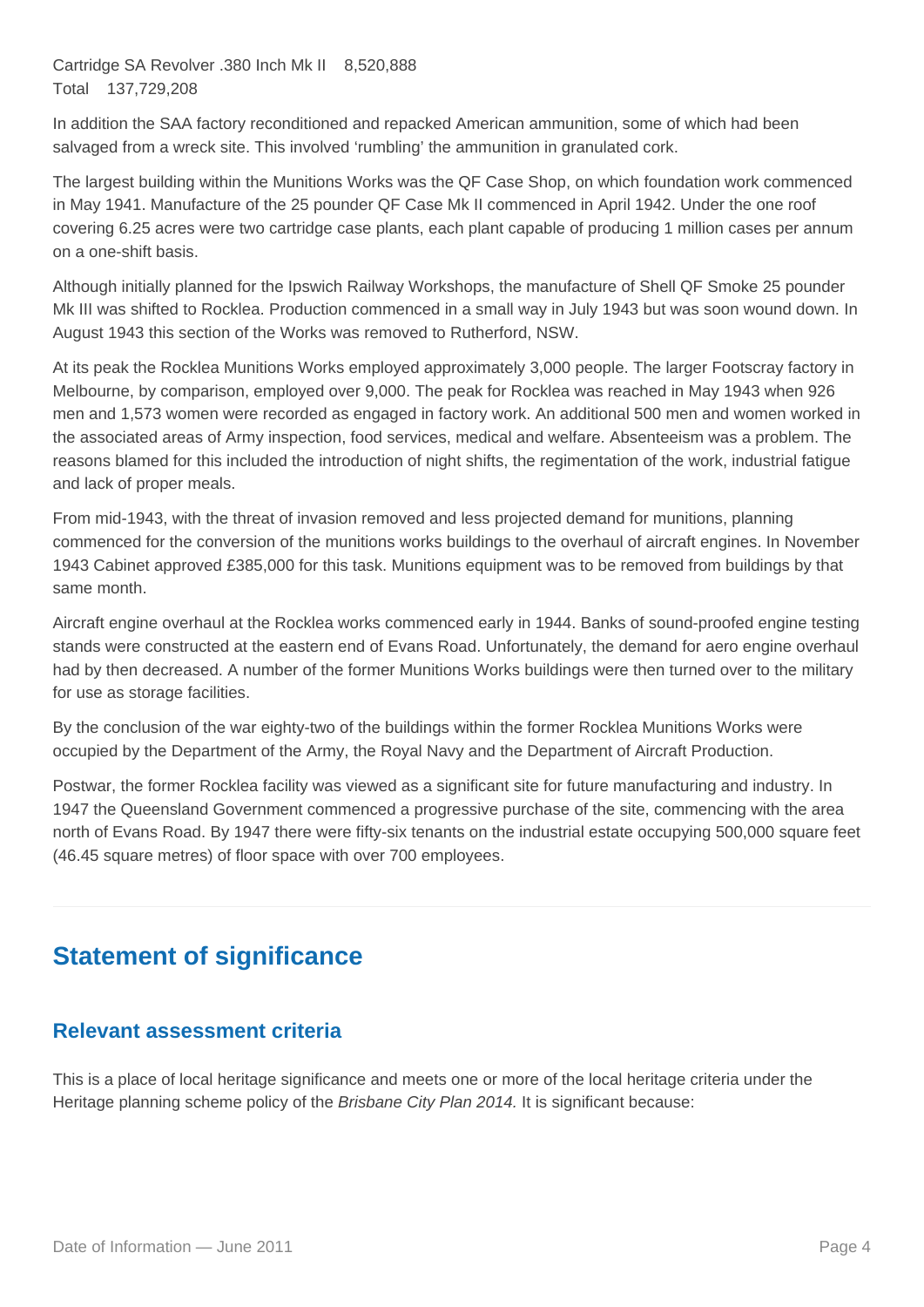Cartridge SA Revolver .380 Inch Mk II 8,520,888
Total 137,729,208

In addition the SAA factory reconditioned and repacked American ammunition, some of which had been salvaged from a wreck site. This involved 'rumbling' the ammunition in granulated cork.

The largest building within the Munitions Works was the QF Case Shop, on which foundation work commenced in May 1941. Manufacture of the 25 pounder QF Case Mk II commenced in April 1942. Under the one roof covering 6.25 acres were two cartridge case plants, each plant capable of producing 1 million cases per annum on a one-shift basis.

Although initially planned for the Ipswich Railway Workshops, the manufacture of Shell QF Smoke 25 pounder Mk III was shifted to Rocklea. Production commenced in a small way in July 1943 but was soon wound down. In August 1943 this section of the Works was removed to Rutherford, NSW.

At its peak the Rocklea Munitions Works employed approximately 3,000 people. The larger Footscray factory in Melbourne, by comparison, employed over 9,000. The peak for Rocklea was reached in May 1943 when 926 men and 1,573 women were recorded as engaged in factory work. An additional 500 men and women worked in the associated areas of Army inspection, food services, medical and welfare. Absenteeism was a problem. The reasons blamed for this included the introduction of night shifts, the regimentation of the work, industrial fatigue and lack of proper meals.

From mid-1943, with the threat of invasion removed and less projected demand for munitions, planning commenced for the conversion of the munitions works buildings to the overhaul of aircraft engines. In November 1943 Cabinet approved £385,000 for this task. Munitions equipment was to be removed from buildings by that same month.

Aircraft engine overhaul at the Rocklea works commenced early in 1944. Banks of sound-proofed engine testing stands were constructed at the eastern end of Evans Road. Unfortunately, the demand for aero engine overhaul had by then decreased. A number of the former Munitions Works buildings were then turned over to the military for use as storage facilities.

By the conclusion of the war eighty-two of the buildings within the former Rocklea Munitions Works were occupied by the Department of the Army, the Royal Navy and the Department of Aircraft Production.

Postwar, the former Rocklea facility was viewed as a significant site for future manufacturing and industry. In 1947 the Queensland Government commenced a progressive purchase of the site, commencing with the area north of Evans Road. By 1947 there were fifty-six tenants on the industrial estate occupying 500,000 square feet (46.45 square metres) of floor space with over 700 employees.

## Statement of significance

### Relevant assessment criteria

This is a place of local heritage significance and meets one or more of the local heritage criteria under the Heritage planning scheme policy of the *Brisbane City Plan 2014.* It is significant because: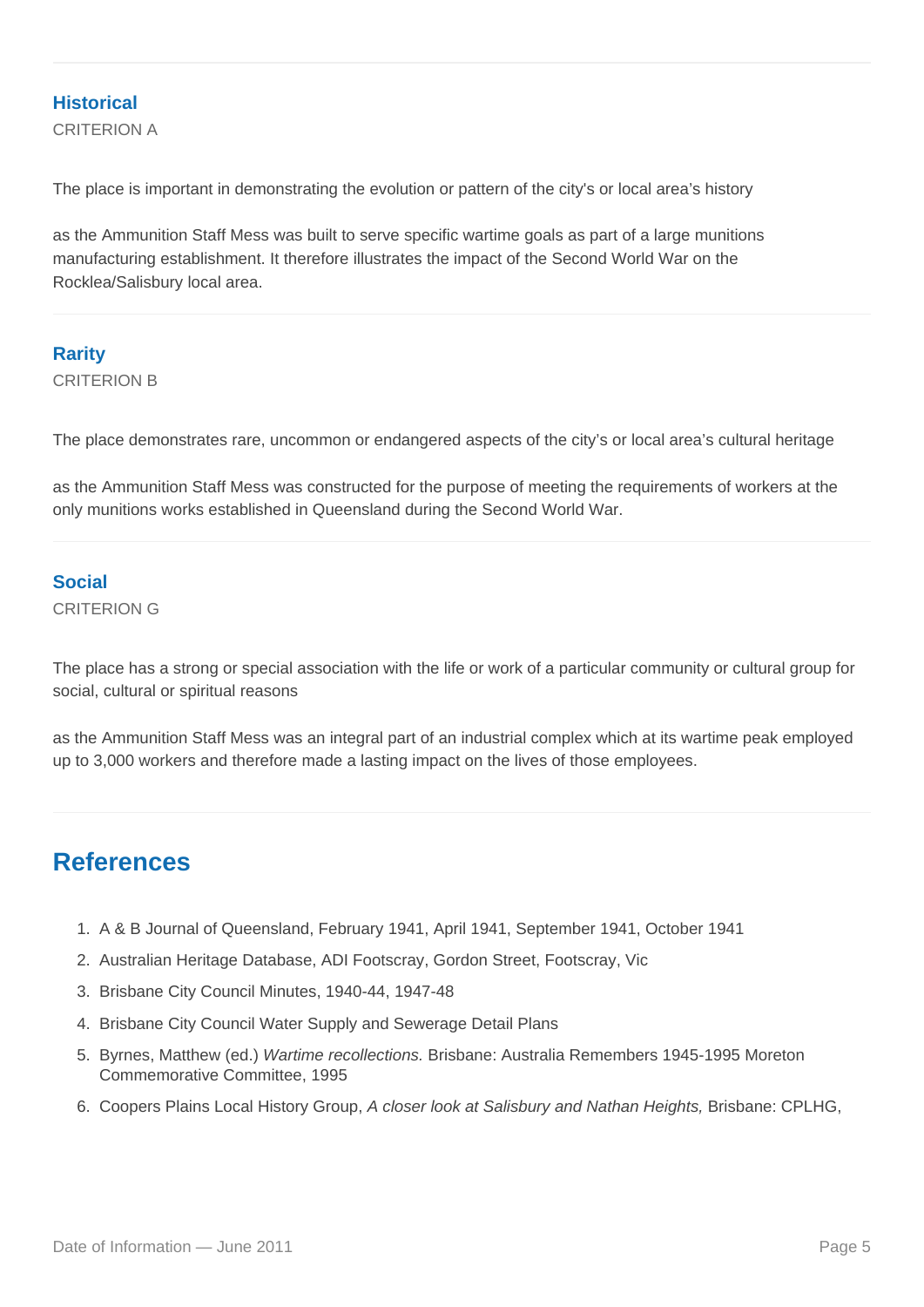### Historical

CRITERION A

The place is important in demonstrating the evolution or pattern of the city's or local area's history

as the Ammunition Staff Mess was built to serve specific wartime goals as part of a large munitions manufacturing establishment. It therefore illustrates the impact of the Second World War on the Rocklea/Salisbury local area.

### Rarity

CRITERION B

The place demonstrates rare, uncommon or endangered aspects of the city's or local area's cultural heritage

as the Ammunition Staff Mess was constructed for the purpose of meeting the requirements of workers at the only munitions works established in Queensland during the Second World War.

### Social

CRITERION G

The place has a strong or special association with the life or work of a particular community or cultural group for social, cultural or spiritual reasons

as the Ammunition Staff Mess was an integral part of an industrial complex which at its wartime peak employed up to 3,000 workers and therefore made a lasting impact on the lives of those employees.

## References

1. A & B Journal of Queensland, February 1941, April 1941, September 1941, October 1941
2. Australian Heritage Database, ADI Footscray, Gordon Street, Footscray, Vic
3. Brisbane City Council Minutes, 1940-44, 1947-48
4. Brisbane City Council Water Supply and Sewerage Detail Plans
5. Byrnes, Matthew (ed.) *Wartime recollections.* Brisbane: Australia Remembers 1945-1995 Moreton Commemorative Committee, 1995
6. Coopers Plains Local History Group, *A closer look at Salisbury and Nathan Heights,* Brisbane: CPLHG,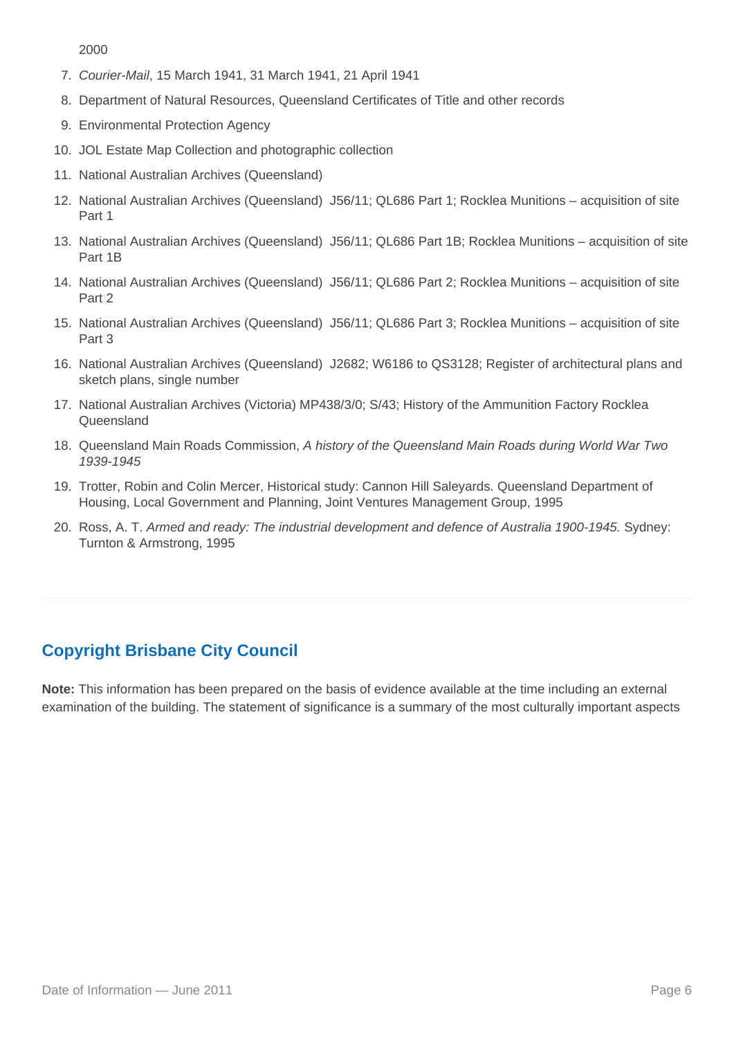2000

7. *Courier-Mail*, 15 March 1941, 31 March 1941, 21 April 1941
8. Department of Natural Resources, Queensland Certificates of Title and other records
9. Environmental Protection Agency
10. JOL Estate Map Collection and photographic collection
11. National Australian Archives (Queensland)
12. National Australian Archives (Queensland) J56/11; QL686 Part 1; Rocklea Munitions – acquisition of site Part 1
13. National Australian Archives (Queensland) J56/11; QL686 Part 1B; Rocklea Munitions – acquisition of site Part 1B
14. National Australian Archives (Queensland) J56/11; QL686 Part 2; Rocklea Munitions – acquisition of site Part 2
15. National Australian Archives (Queensland) J56/11; QL686 Part 3; Rocklea Munitions – acquisition of site Part 3
16. National Australian Archives (Queensland) J2682; W6186 to QS3128; Register of architectural plans and sketch plans, single number
17. National Australian Archives (Victoria) MP438/3/0; S/43; History of the Ammunition Factory Rocklea Queensland
18. Queensland Main Roads Commission, *A history of the Queensland Main Roads during World War Two 1939-1945*
19. Trotter, Robin and Colin Mercer, Historical study: Cannon Hill Saleyards. Queensland Department of Housing, Local Government and Planning, Joint Ventures Management Group, 1995
20. Ross, A. T. *Armed and ready: The industrial development and defence of Australia 1900-1945.* Sydney: Turnton & Armstrong, 1995

---

## Copyright Brisbane City Council

**Note:** This information has been prepared on the basis of evidence available at the time including an external examination of the building. The statement of significance is a summary of the most culturally important aspects

Date of Information — June 2011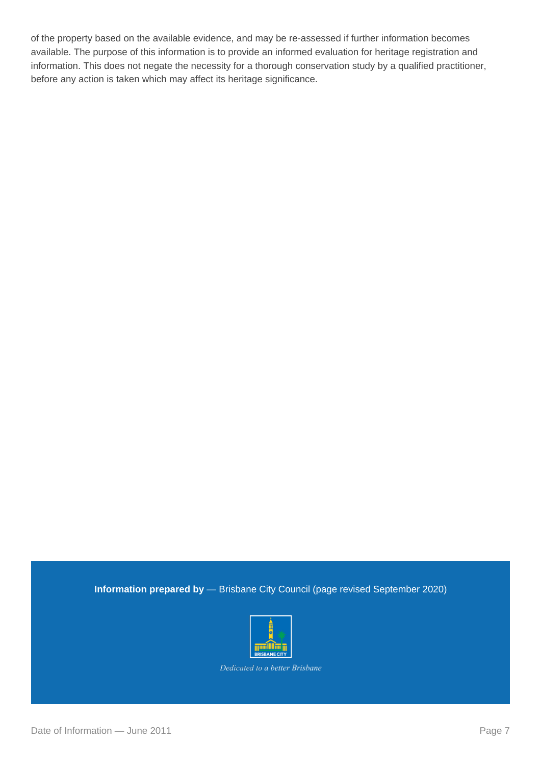of the property based on the available evidence, and may be re-assessed if further information becomes available. The purpose of this information is to provide an informed evaluation for heritage registration and information. This does not negate the necessity for a thorough conservation study by a qualified practitioner, before any action is taken which may affect its heritage significance.

**Information prepared by** — Brisbane City Council (page revised September 2020)

BRISBANE CITY

*Dedicated to a better Brisbane*

Date of Information — June 2011